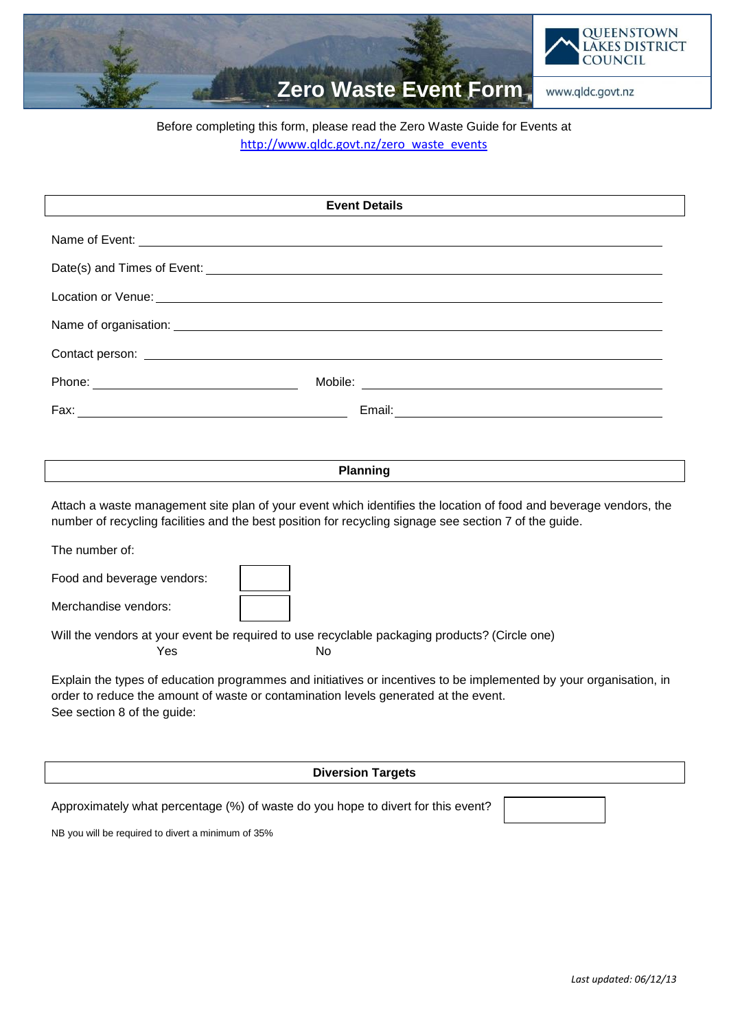# Zero Waste Event Form

QUEENSTOWN LAKES DISTRICT COUNCIL

www.qldc.govt.nz

Before completing this form, please read the Zero Waste Guide for Events at http://www.qldc.govt.nz/zero_waste_events

## Event Details

Name of Event: ______________________________

Date(s) and Times of Event: ______________________________

Location or Venue: ______________________________

Name of organisation: ______________________________

Contact person: ______________________________

Phone: ______________________________ Mobile: ______________________________

Fax: ______________________________ Email: ______________________________

## Planning

Attach a waste management site plan of your event which identifies the location of food and beverage vendors, the number of recycling facilities and the best position for recycling signage see section 7 of the guide.

The number of:

Food and beverage vendors: [ ]

Merchandise vendors: [ ]

Will the vendors at your event be required to use recyclable packaging products? (Circle one)

Yes No

Explain the types of education programmes and initiatives or incentives to be implemented by your organisation, in order to reduce the amount of waste or contamination levels generated at the event.
See section 8 of the guide:

## Diversion Targets

Approximately what percentage (%) of waste do you hope to divert for this event? [ ]

NB you will be required to divert a minimum of 35%

*Last updated: 06/12/13*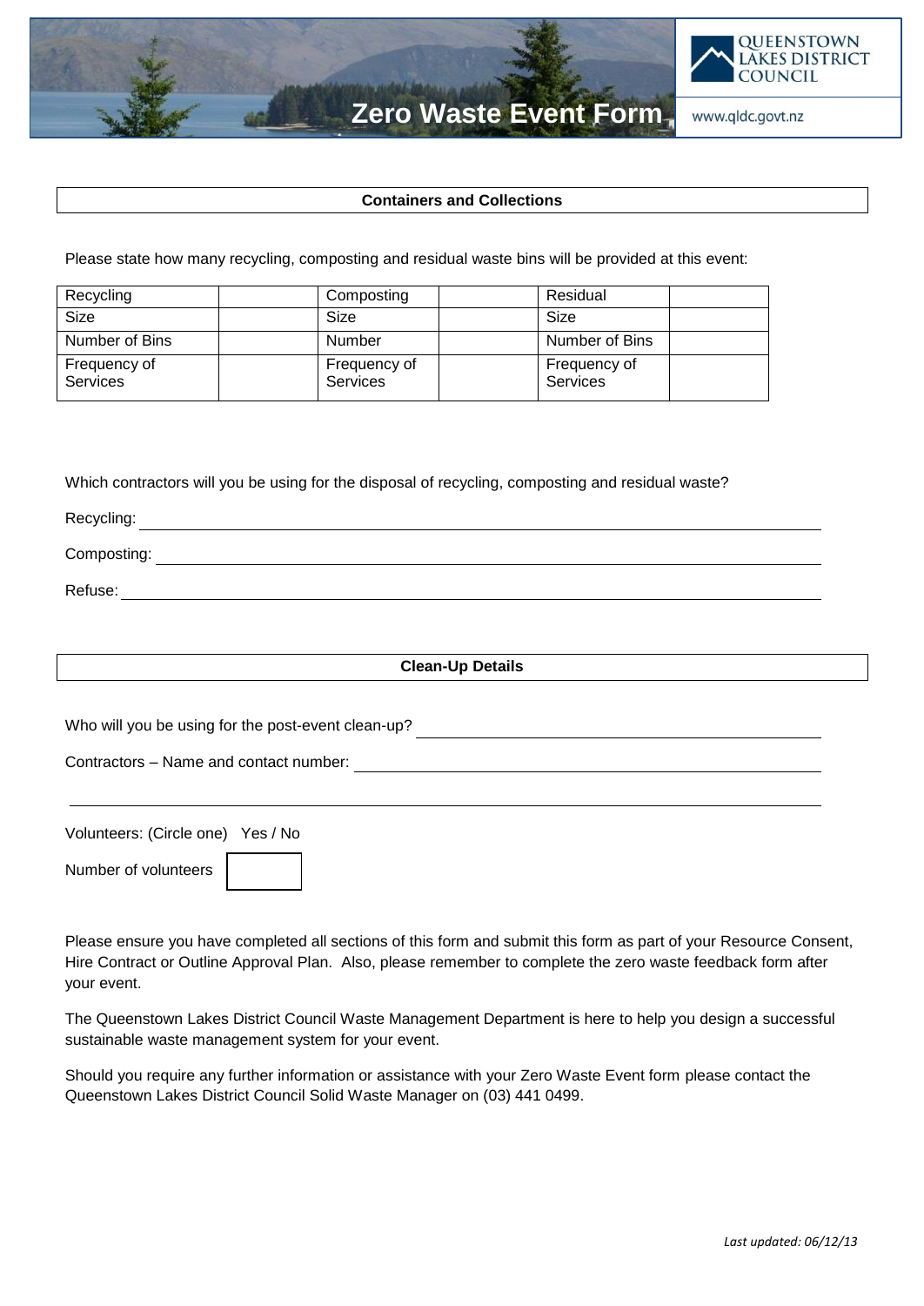## Containers and Collections

Please state how many recycling, composting and residual waste bins will be provided at this event:

| | | | | | |
|---|---|---|---|---|---|
| Recycling | | Composting | | Residual | |
| Size | | Size | | Size | |
| Number of Bins | | Number | | Number of Bins | |
| Frequency of Services | | Frequency of Services | | Frequency of Services | |

Which contractors will you be using for the disposal of recycling, composting and residual waste?

Recycling: ______________________________

Composting: ______________________________

Refuse: ______________________________

## Clean-Up Details

Who will you be using for the post-event clean-up? ______________________________

Contractors – Name and contact number: ______________________________

______________________________

Volunteers: (Circle one) Yes / No

Number of volunteers [ ]

Please ensure you have completed all sections of this form and submit this form as part of your Resource Consent, Hire Contract or Outline Approval Plan. Also, please remember to complete the zero waste feedback form after your event.

The Queenstown Lakes District Council Waste Management Department is here to help you design a successful sustainable waste management system for your event.

Should you require any further information or assistance with your Zero Waste Event form please contact the Queenstown Lakes District Council Solid Waste Manager on (03) 441 0499.

*Last updated: 06/12/13*